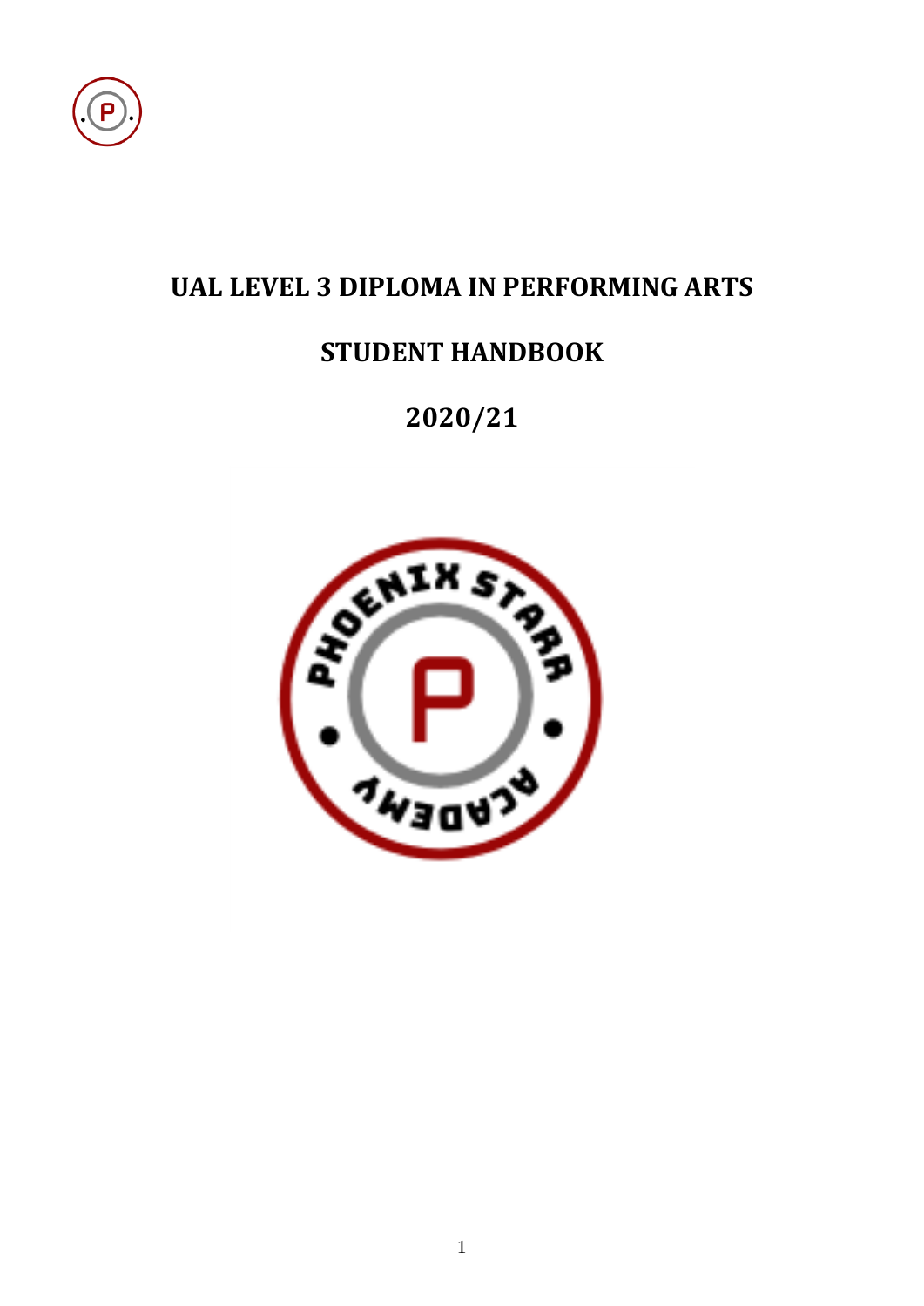# UAL LEVEL 3 DIPLOMA IN PERFORMING ARTS

# STUDENT HANDBOOK

# 2020/21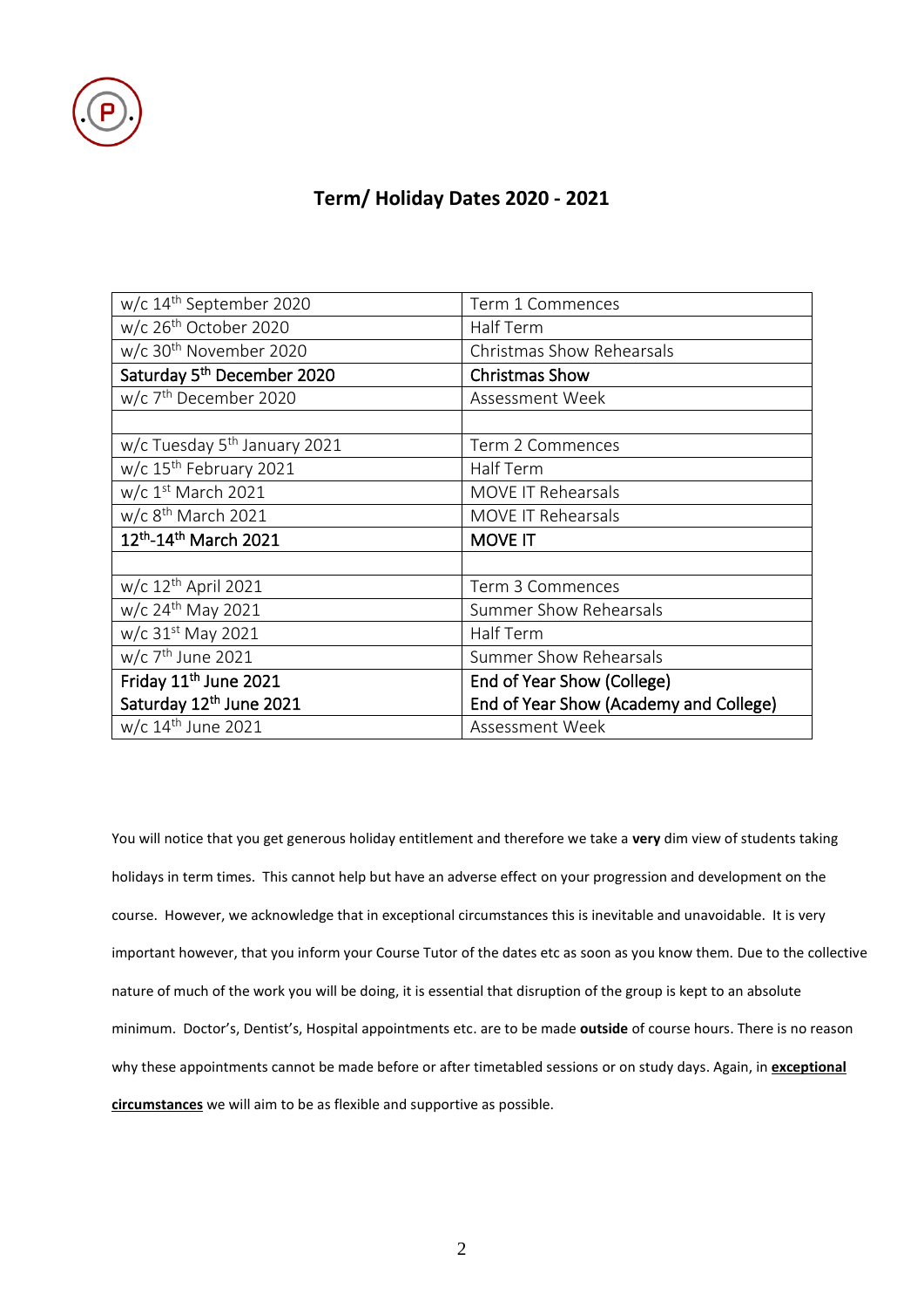## Term/ Holiday Dates 2020 - 2021

| | |
|---|---|
| w/c 14th September 2020 | Term 1 Commences |
| w/c 26th October 2020 | Half Term |
| w/c 30th November 2020 | Christmas Show Rehearsals |
| **Saturday 5th December 2020** | **Christmas Show** |
| w/c 7th December 2020 | Assessment Week |
| | |
| w/c Tuesday 5th January 2021 | Term 2 Commences |
| w/c 15th February 2021 | Half Term |
| w/c 1st March 2021 | MOVE IT Rehearsals |
| w/c 8th March 2021 | MOVE IT Rehearsals |
| **12th-14th March 2021** | **MOVE IT** |
| | |
| w/c 12th April 2021 | Term 3 Commences |
| w/c 24th May 2021 | Summer Show Rehearsals |
| w/c 31st May 2021 | Half Term |
| w/c 7th June 2021 | Summer Show Rehearsals |
| **Friday 11th June 2021**<br>**Saturday 12th June 2021** | **End of Year Show (College)**<br>**End of Year Show (Academy and College)** |
| w/c 14th June 2021 | Assessment Week |

You will notice that you get generous holiday entitlement and therefore we take a **very** dim view of students taking holidays in term times. This cannot help but have an adverse effect on your progression and development on the course. However, we acknowledge that in exceptional circumstances this is inevitable and unavoidable. It is very important however, that you inform your Course Tutor of the dates etc as soon as you know them. Due to the collective nature of much of the work you will be doing, it is essential that disruption of the group is kept to an absolute minimum. Doctor's, Dentist's, Hospital appointments etc. are to be made **outside** of course hours. There is no reason why these appointments cannot be made before or after timetabled sessions or on study days. Again, in **exceptional circumstances** we will aim to be as flexible and supportive as possible.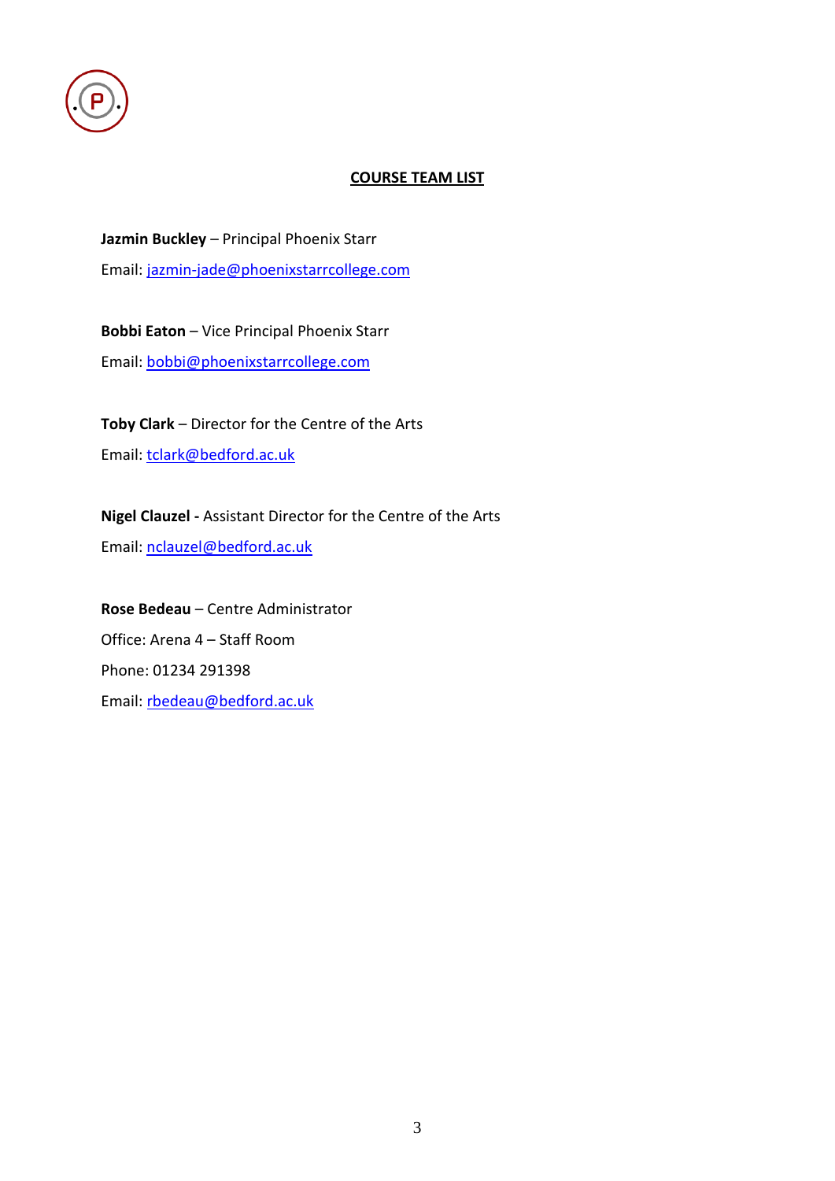## COURSE TEAM LIST

**Jazmin Buckley** – Principal Phoenix Starr

Email: jazmin-jade@phoenixstarrcollege.com

**Bobbi Eaton** – Vice Principal Phoenix Starr

Email: bobbi@phoenixstarrcollege.com

**Toby Clark** – Director for the Centre of the Arts

Email: tclark@bedford.ac.uk

**Nigel Clauzel -** Assistant Director for the Centre of the Arts

Email: nclauzel@bedford.ac.uk

**Rose Bedeau** – Centre Administrator

Office: Arena 4 – Staff Room

Phone: 01234 291398

Email: rbedeau@bedford.ac.uk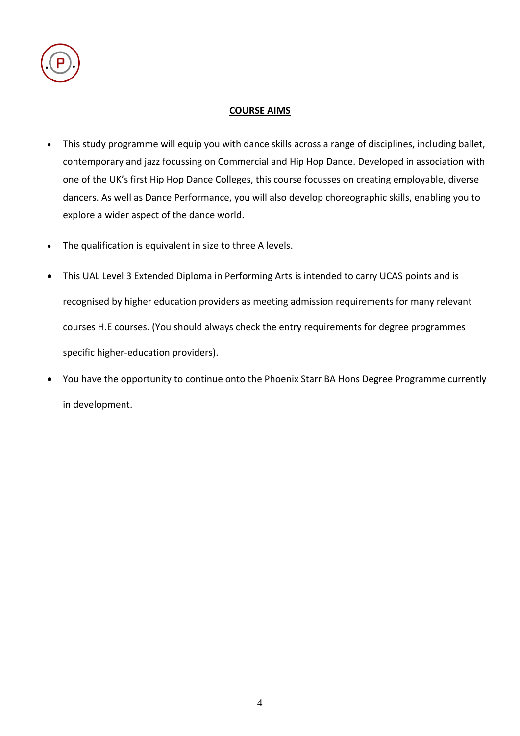## COURSE AIMS

- This study programme will equip you with dance skills across a range of disciplines, including ballet, contemporary and jazz focussing on Commercial and Hip Hop Dance. Developed in association with one of the UK's first Hip Hop Dance Colleges, this course focusses on creating employable, diverse dancers. As well as Dance Performance, you will also develop choreographic skills, enabling you to explore a wider aspect of the dance world.
- The qualification is equivalent in size to three A levels.
- This UAL Level 3 Extended Diploma in Performing Arts is intended to carry UCAS points and is recognised by higher education providers as meeting admission requirements for many relevant courses H.E courses. (You should always check the entry requirements for degree programmes specific higher-education providers).
- You have the opportunity to continue onto the Phoenix Starr BA Hons Degree Programme currently in development.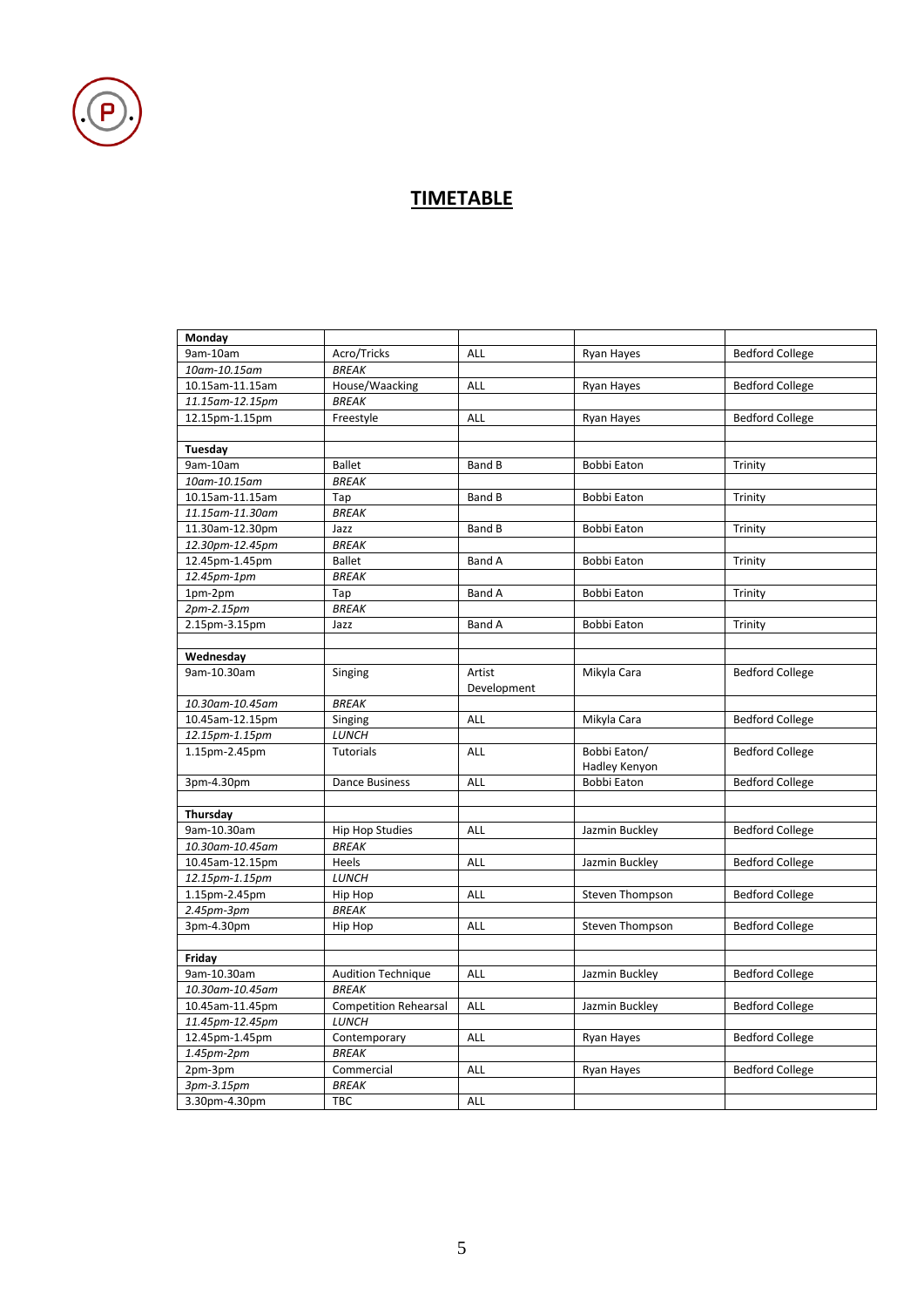# TIMETABLE

| | | | | |
|---|---|---|---|---|
| **Monday** | | | | |
| 9am-10am | Acro/Tricks | ALL | Ryan Hayes | Bedford College |
| *10am-10.15am* | *BREAK* | | | |
| 10.15am-11.15am | House/Waacking | ALL | Ryan Hayes | Bedford College |
| *11.15am-12.15pm* | *BREAK* | | | |
| 12.15pm-1.15pm | Freestyle | ALL | Ryan Hayes | Bedford College |
| | | | | |
| **Tuesday** | | | | |
| 9am-10am | Ballet | Band B | Bobbi Eaton | Trinity |
| *10am-10.15am* | *BREAK* | | | |
| 10.15am-11.15am | Tap | Band B | Bobbi Eaton | Trinity |
| *11.15am-11.30am* | *BREAK* | | | |
| 11.30am-12.30pm | Jazz | Band B | Bobbi Eaton | Trinity |
| *12.30pm-12.45pm* | *BREAK* | | | |
| 12.45pm-1.45pm | Ballet | Band A | Bobbi Eaton | Trinity |
| *12.45pm-1pm* | *BREAK* | | | |
| 1pm-2pm | Tap | Band A | Bobbi Eaton | Trinity |
| *2pm-2.15pm* | *BREAK* | | | |
| 2.15pm-3.15pm | Jazz | Band A | Bobbi Eaton | Trinity |
| | | | | |
| **Wednesday** | | | | |
| 9am-10.30am | Singing | Artist Development | Mikyla Cara | Bedford College |
| *10.30am-10.45am* | *BREAK* | | | |
| 10.45am-12.15pm | Singing | ALL | Mikyla Cara | Bedford College |
| *12.15pm-1.15pm* | *LUNCH* | | | |
| 1.15pm-2.45pm | Tutorials | ALL | Bobbi Eaton/ Hadley Kenyon | Bedford College |
| 3pm-4.30pm | Dance Business | ALL | Bobbi Eaton | Bedford College |
| | | | | |
| **Thursday** | | | | |
| 9am-10.30am | Hip Hop Studies | ALL | Jazmin Buckley | Bedford College |
| *10.30am-10.45am* | *BREAK* | | | |
| 10.45am-12.15pm | Heels | ALL | Jazmin Buckley | Bedford College |
| *12.15pm-1.15pm* | *LUNCH* | | | |
| 1.15pm-2.45pm | Hip Hop | ALL | Steven Thompson | Bedford College |
| *2.45pm-3pm* | *BREAK* | | | |
| 3pm-4.30pm | Hip Hop | ALL | Steven Thompson | Bedford College |
| | | | | |
| **Friday** | | | | |
| 9am-10.30am | Audition Technique | ALL | Jazmin Buckley | Bedford College |
| *10.30am-10.45am* | *BREAK* | | | |
| 10.45am-11.45pm | Competition Rehearsal | ALL | Jazmin Buckley | Bedford College |
| *11.45pm-12.45pm* | *LUNCH* | | | |
| 12.45pm-1.45pm | Contemporary | ALL | Ryan Hayes | Bedford College |
| *1.45pm-2pm* | *BREAK* | | | |
| 2pm-3pm | Commercial | ALL | Ryan Hayes | Bedford College |
| *3pm-3.15pm* | *BREAK* | | | |
| 3.30pm-4.30pm | TBC | ALL | | |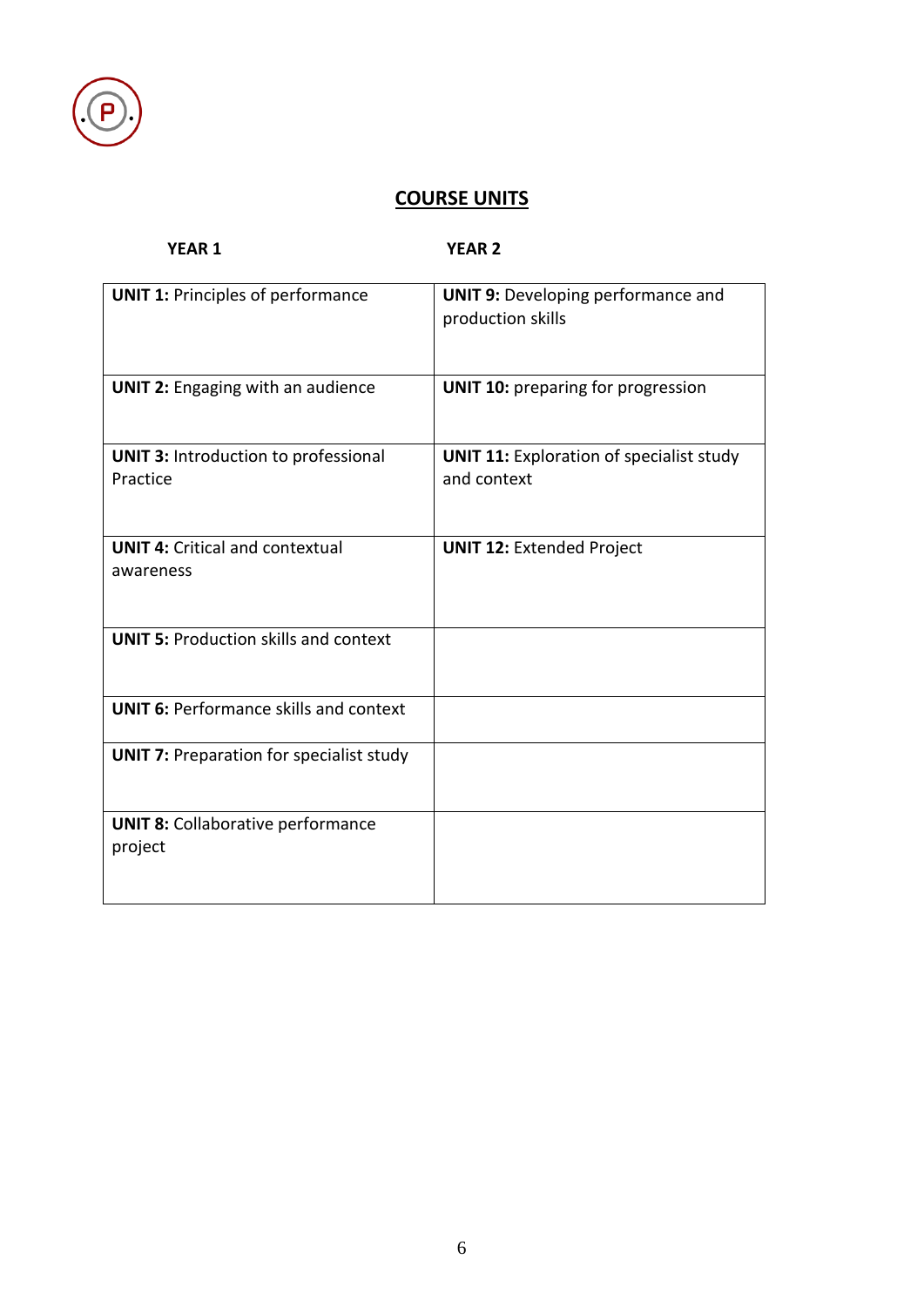## COURSE UNITS

| YEAR 1 | YEAR 2 |
|---|---|
| **UNIT 1:** Principles of performance | **UNIT 9:** Developing performance and production skills |
| **UNIT 2:** Engaging with an audience | **UNIT 10:** preparing for progression |
| **UNIT 3:** Introduction to professional Practice | **UNIT 11:** Exploration of specialist study and context |
| **UNIT 4:** Critical and contextual awareness | **UNIT 12:** Extended Project |
| **UNIT 5:** Production skills and context | |
| **UNIT 6:** Performance skills and context | |
| **UNIT 7:** Preparation for specialist study | |
| **UNIT 8:** Collaborative performance project | |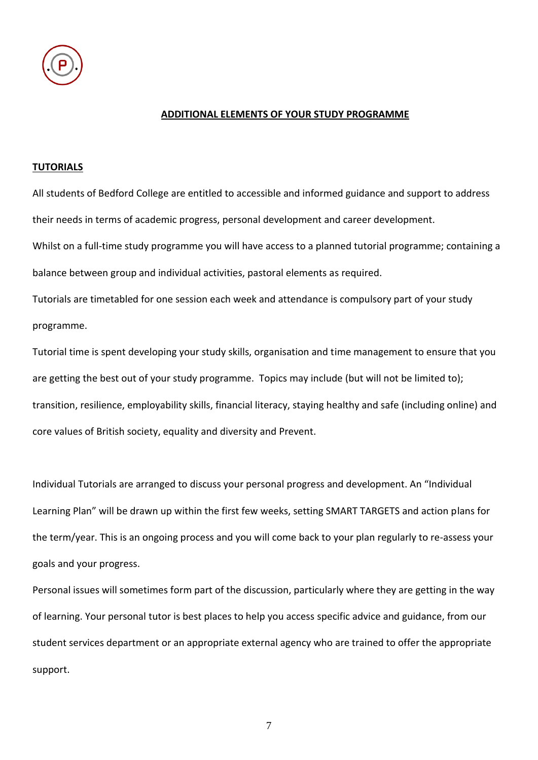## ADDITIONAL ELEMENTS OF YOUR STUDY PROGRAMME

### TUTORIALS

All students of Bedford College are entitled to accessible and informed guidance and support to address their needs in terms of academic progress, personal development and career development.

Whilst on a full-time study programme you will have access to a planned tutorial programme; containing a balance between group and individual activities, pastoral elements as required.

Tutorials are timetabled for one session each week and attendance is compulsory part of your study programme.

Tutorial time is spent developing your study skills, organisation and time management to ensure that you are getting the best out of your study programme. Topics may include (but will not be limited to); transition, resilience, employability skills, financial literacy, staying healthy and safe (including online) and core values of British society, equality and diversity and Prevent.

Individual Tutorials are arranged to discuss your personal progress and development. An "Individual Learning Plan" will be drawn up within the first few weeks, setting SMART TARGETS and action plans for the term/year. This is an ongoing process and you will come back to your plan regularly to re-assess your goals and your progress.

Personal issues will sometimes form part of the discussion, particularly where they are getting in the way of learning. Your personal tutor is best places to help you access specific advice and guidance, from our student services department or an appropriate external agency who are trained to offer the appropriate support.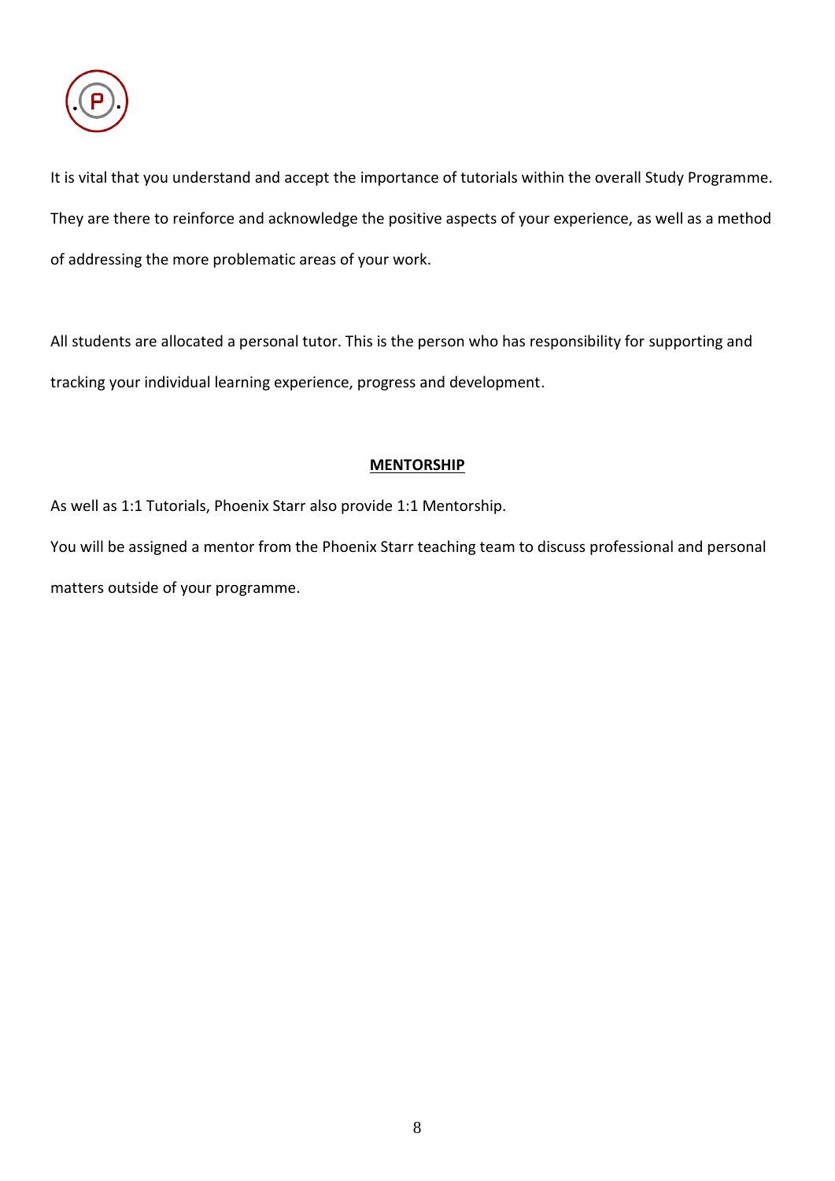It is vital that you understand and accept the importance of tutorials within the overall Study Programme. They are there to reinforce and acknowledge the positive aspects of your experience, as well as a method of addressing the more problematic areas of your work.

All students are allocated a personal tutor. This is the person who has responsibility for supporting and tracking your individual learning experience, progress and development.

## **MENTORSHIP**

As well as 1:1 Tutorials, Phoenix Starr also provide 1:1 Mentorship.

You will be assigned a mentor from the Phoenix Starr teaching team to discuss professional and personal matters outside of your programme.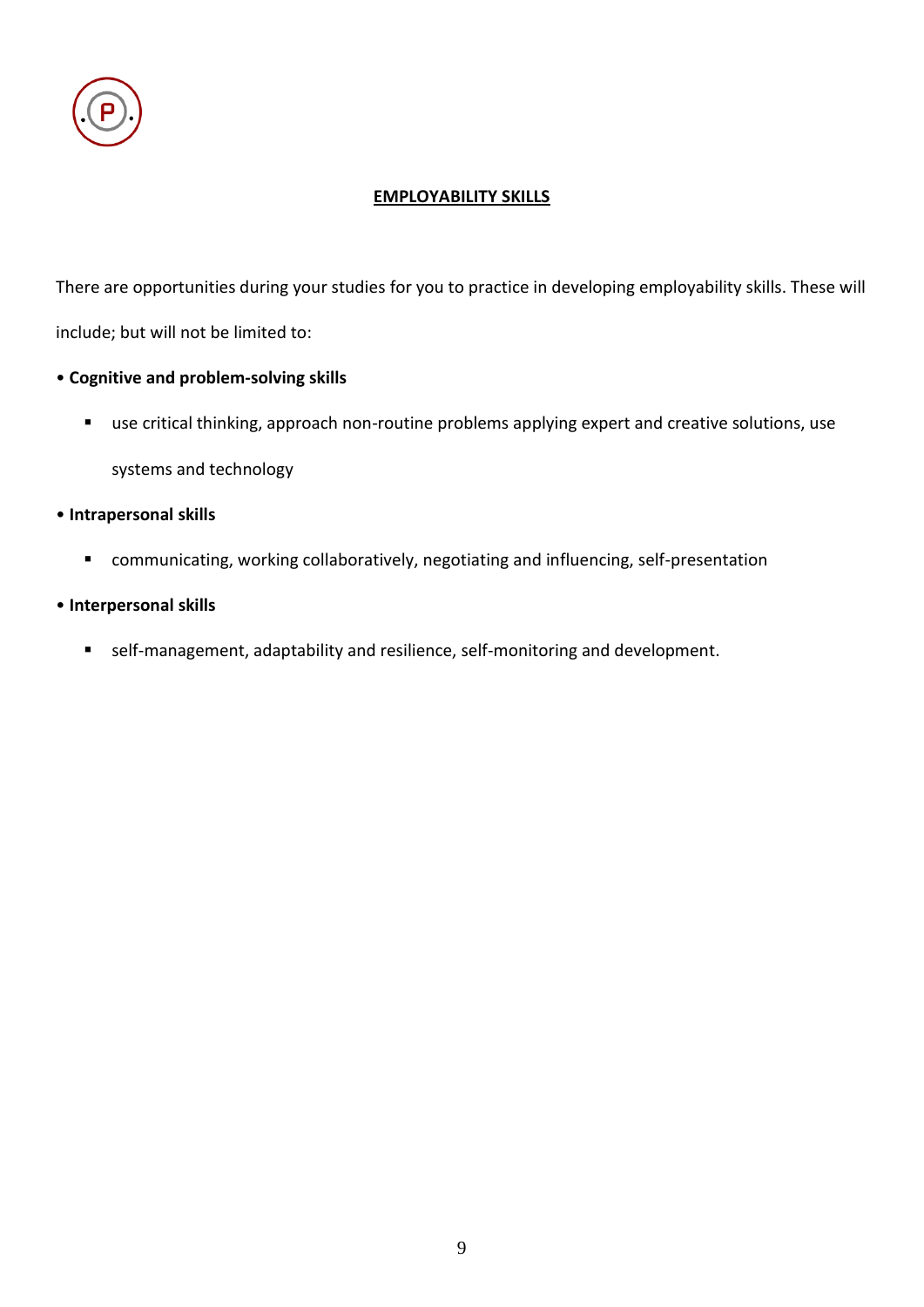## EMPLOYABILITY SKILLS

There are opportunities during your studies for you to practice in developing employability skills. These will include; but will not be limited to:

- **Cognitive and problem-solving skills**
    - use critical thinking, approach non-routine problems applying expert and creative solutions, use systems and technology
- **Intrapersonal skills**
    - communicating, working collaboratively, negotiating and influencing, self-presentation
- **Interpersonal skills**
    - self-management, adaptability and resilience, self-monitoring and development.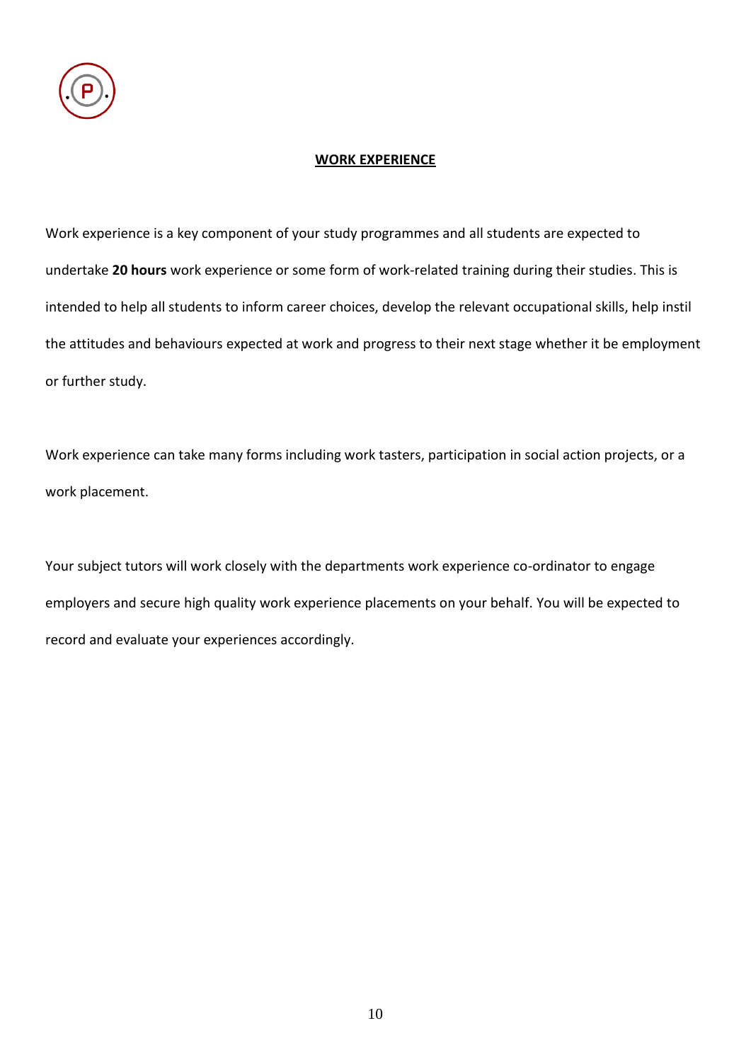## WORK EXPERIENCE

Work experience is a key component of your study programmes and all students are expected to undertake **20 hours** work experience or some form of work-related training during their studies. This is intended to help all students to inform career choices, develop the relevant occupational skills, help instil the attitudes and behaviours expected at work and progress to their next stage whether it be employment or further study.

Work experience can take many forms including work tasters, participation in social action projects, or a work placement.

Your subject tutors will work closely with the departments work experience co-ordinator to engage employers and secure high quality work experience placements on your behalf. You will be expected to record and evaluate your experiences accordingly.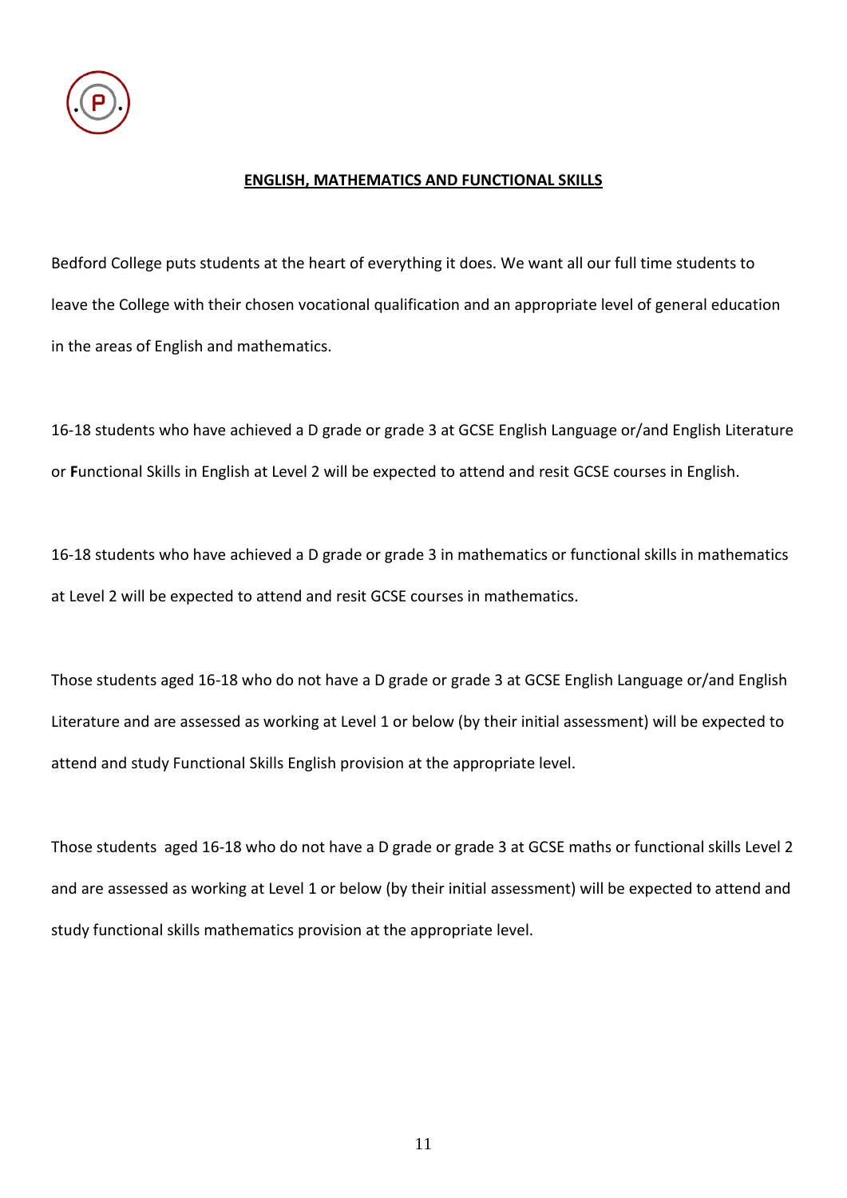## ENGLISH, MATHEMATICS AND FUNCTIONAL SKILLS

Bedford College puts students at the heart of everything it does. We want all our full time students to leave the College with their chosen vocational qualification and an appropriate level of general education in the areas of English and mathematics.

16-18 students who have achieved a D grade or grade 3 at GCSE English Language or/and English Literature or **F**unctional Skills in English at Level 2 will be expected to attend and resit GCSE courses in English.

16-18 students who have achieved a D grade or grade 3 in mathematics or functional skills in mathematics at Level 2 will be expected to attend and resit GCSE courses in mathematics.

Those students aged 16-18 who do not have a D grade or grade 3 at GCSE English Language or/and English Literature and are assessed as working at Level 1 or below (by their initial assessment) will be expected to attend and study Functional Skills English provision at the appropriate level.

Those students aged 16-18 who do not have a D grade or grade 3 at GCSE maths or functional skills Level 2 and are assessed as working at Level 1 or below (by their initial assessment) will be expected to attend and study functional skills mathematics provision at the appropriate level.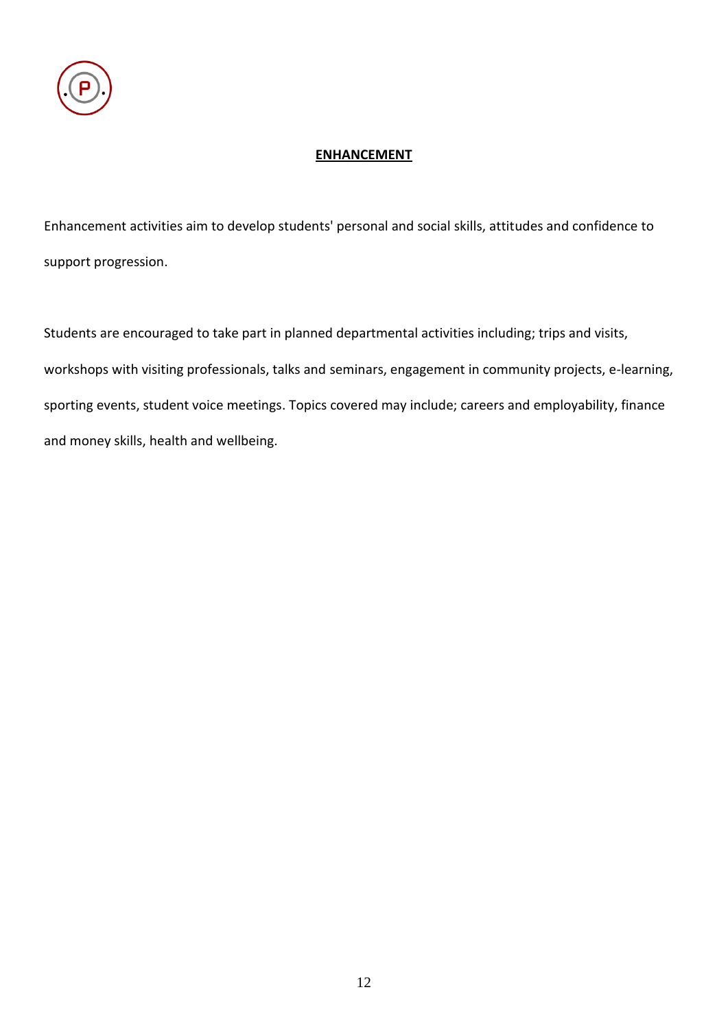## ENHANCEMENT

Enhancement activities aim to develop students' personal and social skills, attitudes and confidence to support progression.

Students are encouraged to take part in planned departmental activities including; trips and visits, workshops with visiting professionals, talks and seminars, engagement in community projects, e-learning, sporting events, student voice meetings. Topics covered may include; careers and employability, finance and money skills, health and wellbeing.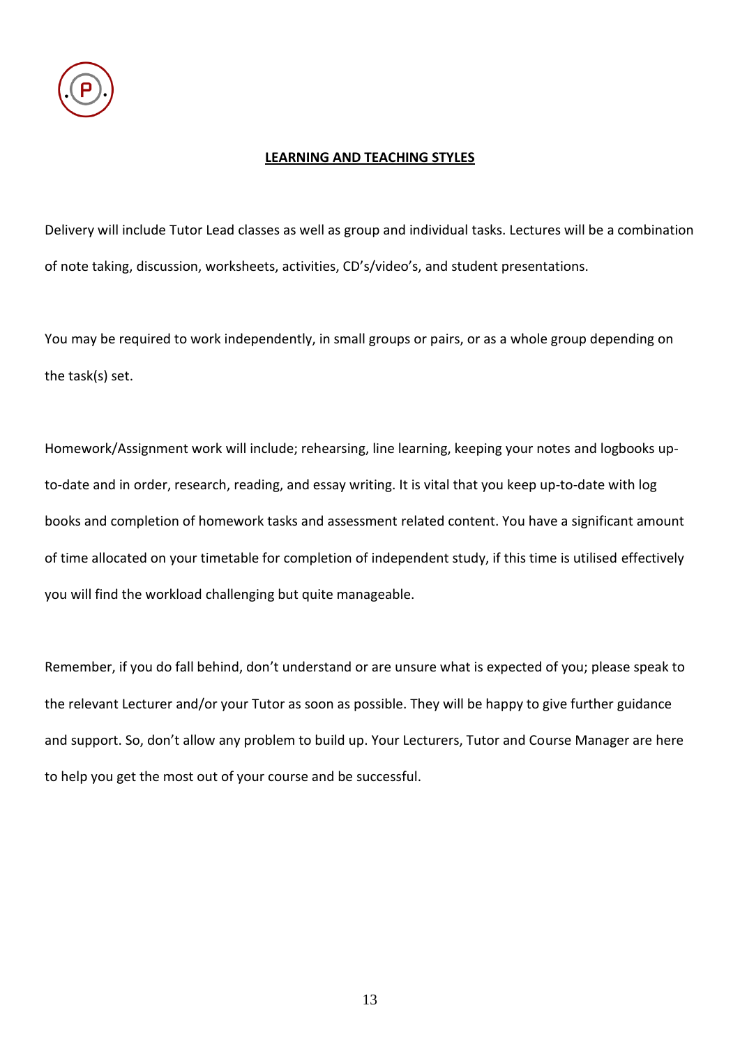## LEARNING AND TEACHING STYLES

Delivery will include Tutor Lead classes as well as group and individual tasks. Lectures will be a combination of note taking, discussion, worksheets, activities, CD's/video's, and student presentations.

You may be required to work independently, in small groups or pairs, or as a whole group depending on the task(s) set.

Homework/Assignment work will include; rehearsing, line learning, keeping your notes and logbooks up-to-date and in order, research, reading, and essay writing. It is vital that you keep up-to-date with log books and completion of homework tasks and assessment related content. You have a significant amount of time allocated on your timetable for completion of independent study, if this time is utilised effectively you will find the workload challenging but quite manageable.

Remember, if you do fall behind, don't understand or are unsure what is expected of you; please speak to the relevant Lecturer and/or your Tutor as soon as possible. They will be happy to give further guidance and support. So, don't allow any problem to build up. Your Lecturers, Tutor and Course Manager are here to help you get the most out of your course and be successful.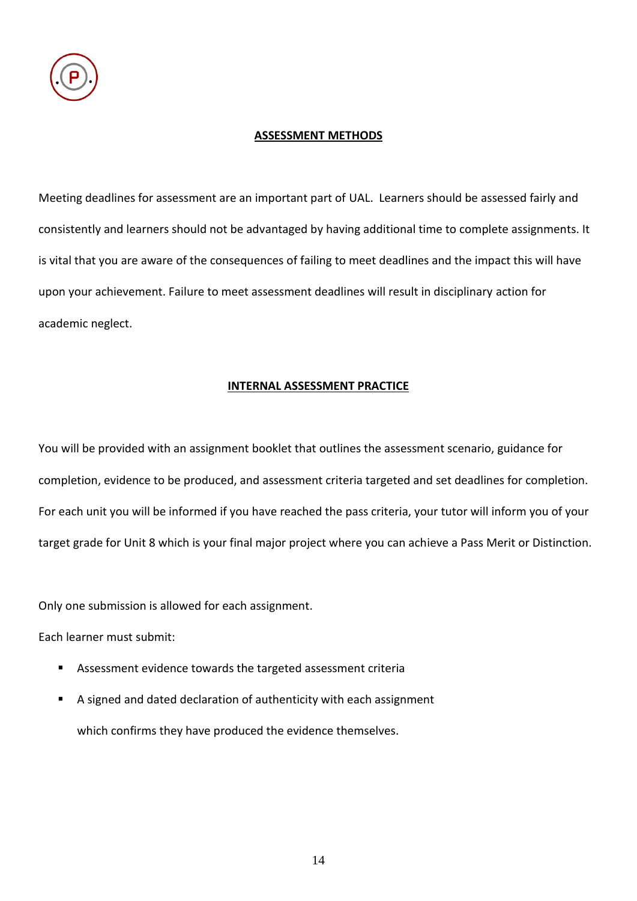## ASSESSMENT METHODS

Meeting deadlines for assessment are an important part of UAL. Learners should be assessed fairly and consistently and learners should not be advantaged by having additional time to complete assignments. It is vital that you are aware of the consequences of failing to meet deadlines and the impact this will have upon your achievement. Failure to meet assessment deadlines will result in disciplinary action for academic neglect.

## INTERNAL ASSESSMENT PRACTICE

You will be provided with an assignment booklet that outlines the assessment scenario, guidance for completion, evidence to be produced, and assessment criteria targeted and set deadlines for completion. For each unit you will be informed if you have reached the pass criteria, your tutor will inform you of your target grade for Unit 8 which is your final major project where you can achieve a Pass Merit or Distinction.

Only one submission is allowed for each assignment.

Each learner must submit:

- Assessment evidence towards the targeted assessment criteria
- A signed and dated declaration of authenticity with each assignment which confirms they have produced the evidence themselves.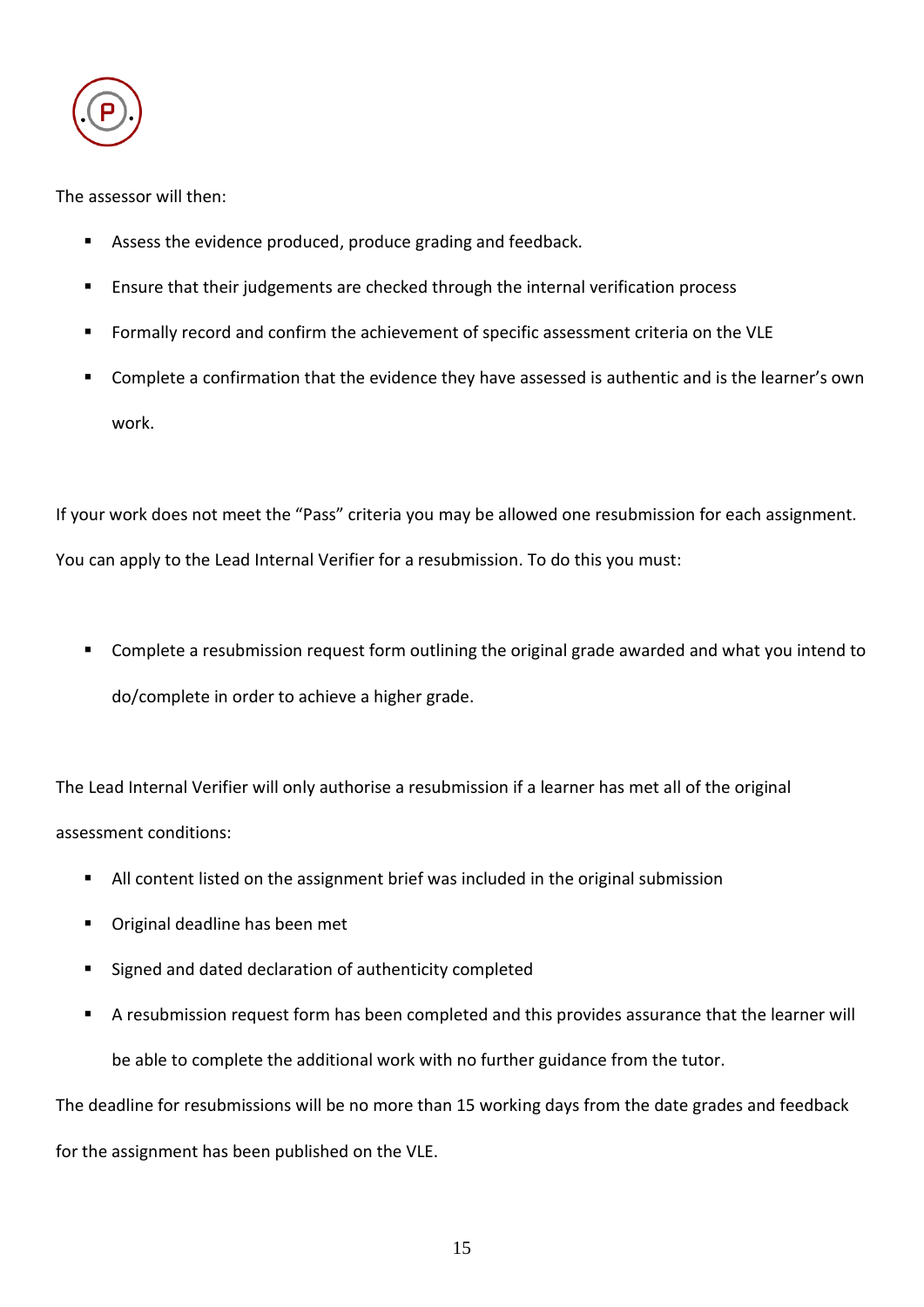The assessor will then:

- Assess the evidence produced, produce grading and feedback.
- Ensure that their judgements are checked through the internal verification process
- Formally record and confirm the achievement of specific assessment criteria on the VLE
- Complete a confirmation that the evidence they have assessed is authentic and is the learner's own work.

If your work does not meet the "Pass" criteria you may be allowed one resubmission for each assignment. You can apply to the Lead Internal Verifier for a resubmission. To do this you must:

- Complete a resubmission request form outlining the original grade awarded and what you intend to do/complete in order to achieve a higher grade.

The Lead Internal Verifier will only authorise a resubmission if a learner has met all of the original assessment conditions:

- All content listed on the assignment brief was included in the original submission
- Original deadline has been met
- Signed and dated declaration of authenticity completed
- A resubmission request form has been completed and this provides assurance that the learner will be able to complete the additional work with no further guidance from the tutor.

The deadline for resubmissions will be no more than 15 working days from the date grades and feedback for the assignment has been published on the VLE.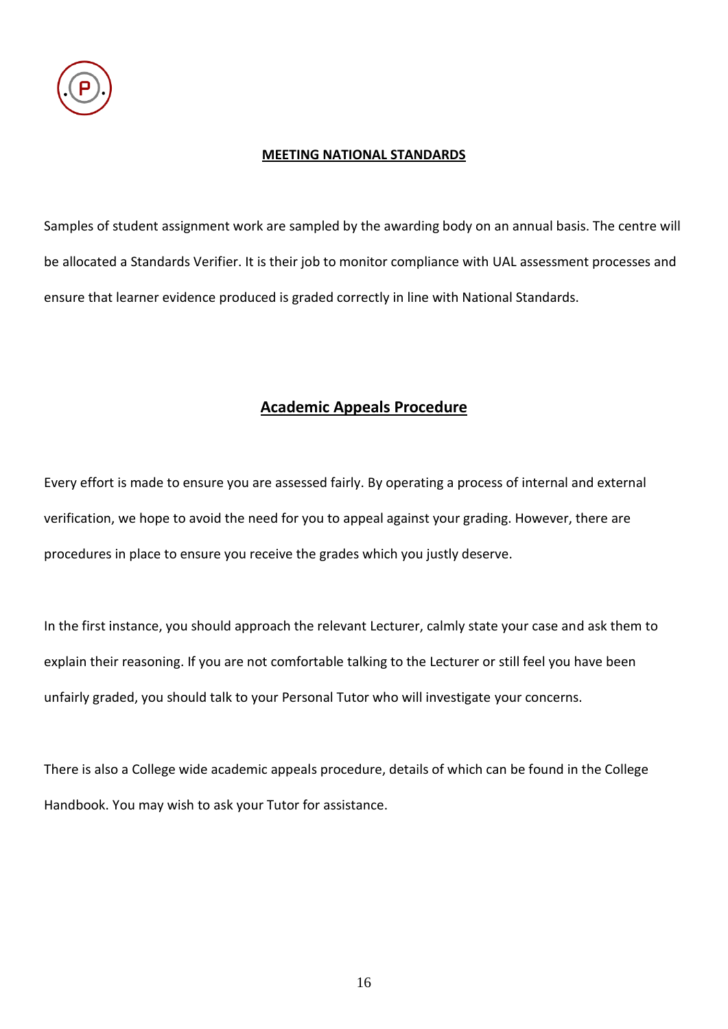## MEETING NATIONAL STANDARDS

Samples of student assignment work are sampled by the awarding body on an annual basis. The centre will be allocated a Standards Verifier. It is their job to monitor compliance with UAL assessment processes and ensure that learner evidence produced is graded correctly in line with National Standards.

## Academic Appeals Procedure

Every effort is made to ensure you are assessed fairly. By operating a process of internal and external verification, we hope to avoid the need for you to appeal against your grading. However, there are procedures in place to ensure you receive the grades which you justly deserve.

In the first instance, you should approach the relevant Lecturer, calmly state your case and ask them to explain their reasoning. If you are not comfortable talking to the Lecturer or still feel you have been unfairly graded, you should talk to your Personal Tutor who will investigate your concerns.

There is also a College wide academic appeals procedure, details of which can be found in the College Handbook. You may wish to ask your Tutor for assistance.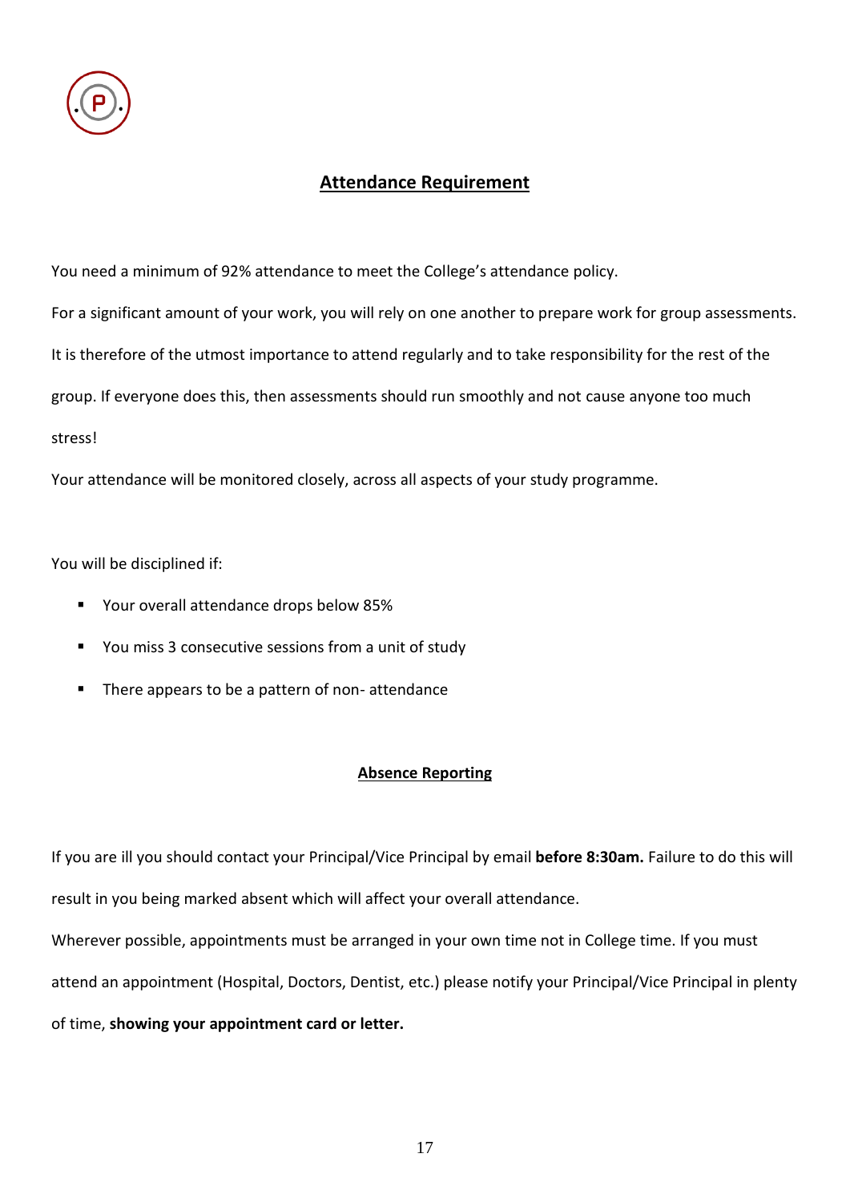## Attendance Requirement

You need a minimum of 92% attendance to meet the College's attendance policy.

For a significant amount of your work, you will rely on one another to prepare work for group assessments. It is therefore of the utmost importance to attend regularly and to take responsibility for the rest of the group. If everyone does this, then assessments should run smoothly and not cause anyone too much stress!

Your attendance will be monitored closely, across all aspects of your study programme.

You will be disciplined if:

- Your overall attendance drops below 85%
- You miss 3 consecutive sessions from a unit of study
- There appears to be a pattern of non- attendance

## Absence Reporting

If you are ill you should contact your Principal/Vice Principal by email **before 8:30am.** Failure to do this will result in you being marked absent which will affect your overall attendance.

Wherever possible, appointments must be arranged in your own time not in College time. If you must attend an appointment (Hospital, Doctors, Dentist, etc.) please notify your Principal/Vice Principal in plenty of time, **showing your appointment card or letter.**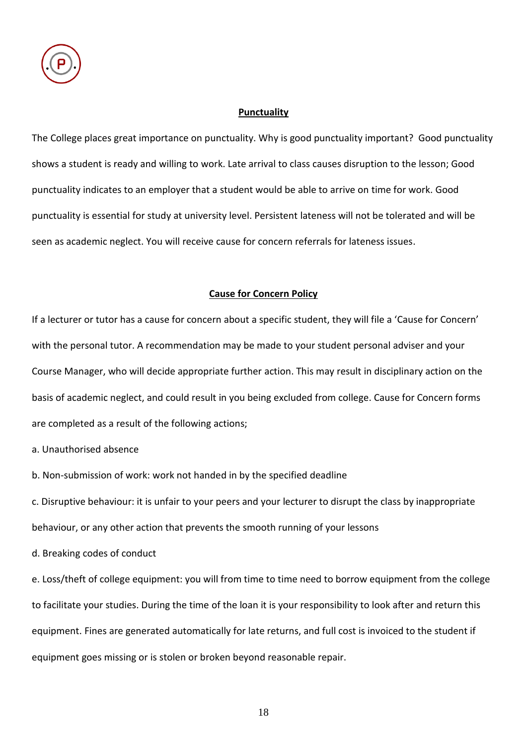## Punctuality

The College places great importance on punctuality. Why is good punctuality important? Good punctuality shows a student is ready and willing to work. Late arrival to class causes disruption to the lesson; Good punctuality indicates to an employer that a student would be able to arrive on time for work. Good punctuality is essential for study at university level. Persistent lateness will not be tolerated and will be seen as academic neglect. You will receive cause for concern referrals for lateness issues.

## Cause for Concern Policy

If a lecturer or tutor has a cause for concern about a specific student, they will file a 'Cause for Concern' with the personal tutor. A recommendation may be made to your student personal adviser and your Course Manager, who will decide appropriate further action. This may result in disciplinary action on the basis of academic neglect, and could result in you being excluded from college. Cause for Concern forms are completed as a result of the following actions;

a. Unauthorised absence

b. Non-submission of work: work not handed in by the specified deadline

c. Disruptive behaviour: it is unfair to your peers and your lecturer to disrupt the class by inappropriate behaviour, or any other action that prevents the smooth running of your lessons

d. Breaking codes of conduct

e. Loss/theft of college equipment: you will from time to time need to borrow equipment from the college to facilitate your studies. During the time of the loan it is your responsibility to look after and return this equipment. Fines are generated automatically for late returns, and full cost is invoiced to the student if equipment goes missing or is stolen or broken beyond reasonable repair.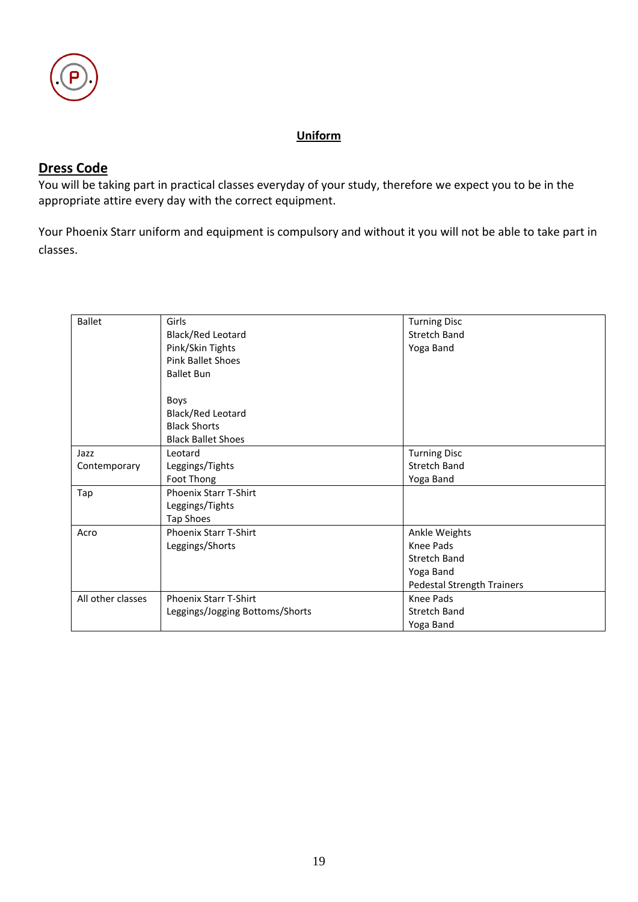## Uniform

## Dress Code

You will be taking part in practical classes everyday of your study, therefore we expect you to be in the appropriate attire every day with the correct equipment.

Your Phoenix Starr uniform and equipment is compulsory and without it you will not be able to take part in classes.

| | | |
|---|---|---|
| Ballet | Girls<br>Black/Red Leotard<br>Pink/Skin Tights<br>Pink Ballet Shoes<br>Ballet Bun<br><br>Boys<br>Black/Red Leotard<br>Black Shorts<br>Black Ballet Shoes | Turning Disc<br>Stretch Band<br>Yoga Band |
| Jazz<br>Contemporary | Leotard<br>Leggings/Tights<br>Foot Thong | Turning Disc<br>Stretch Band<br>Yoga Band |
| Tap | Phoenix Starr T-Shirt<br>Leggings/Tights<br>Tap Shoes | |
| Acro | Phoenix Starr T-Shirt<br>Leggings/Shorts | Ankle Weights<br>Knee Pads<br>Stretch Band<br>Yoga Band<br>Pedestal Strength Trainers |
| All other classes | Phoenix Starr T-Shirt<br>Leggings/Jogging Bottoms/Shorts | Knee Pads<br>Stretch Band<br>Yoga Band |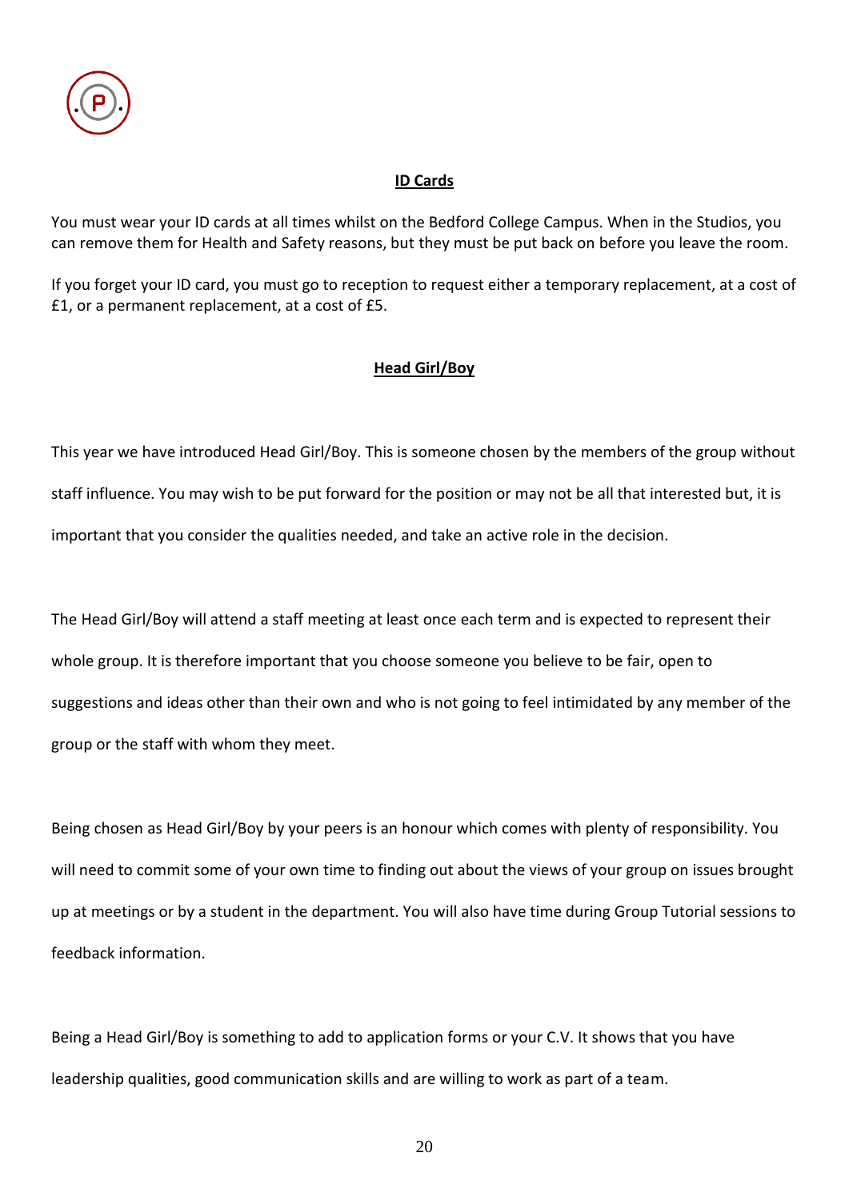## ID Cards

You must wear your ID cards at all times whilst on the Bedford College Campus. When in the Studios, you can remove them for Health and Safety reasons, but they must be put back on before you leave the room.

If you forget your ID card, you must go to reception to request either a temporary replacement, at a cost of £1, or a permanent replacement, at a cost of £5.

## Head Girl/Boy

This year we have introduced Head Girl/Boy. This is someone chosen by the members of the group without staff influence. You may wish to be put forward for the position or may not be all that interested but, it is important that you consider the qualities needed, and take an active role in the decision.

The Head Girl/Boy will attend a staff meeting at least once each term and is expected to represent their whole group. It is therefore important that you choose someone you believe to be fair, open to suggestions and ideas other than their own and who is not going to feel intimidated by any member of the group or the staff with whom they meet.

Being chosen as Head Girl/Boy by your peers is an honour which comes with plenty of responsibility. You will need to commit some of your own time to finding out about the views of your group on issues brought up at meetings or by a student in the department. You will also have time during Group Tutorial sessions to feedback information.

Being a Head Girl/Boy is something to add to application forms or your C.V. It shows that you have leadership qualities, good communication skills and are willing to work as part of a team.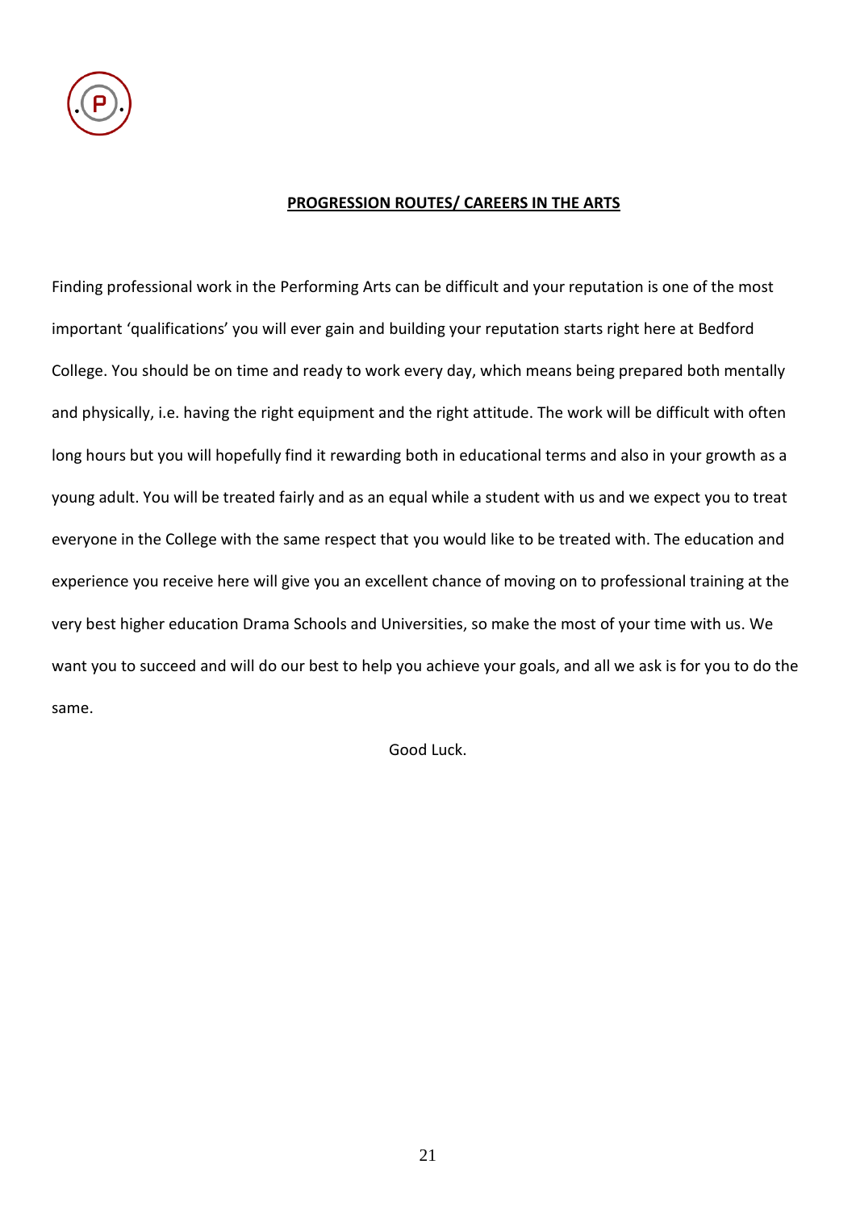## PROGRESSION ROUTES/ CAREERS IN THE ARTS

Finding professional work in the Performing Arts can be difficult and your reputation is one of the most important 'qualifications' you will ever gain and building your reputation starts right here at Bedford College. You should be on time and ready to work every day, which means being prepared both mentally and physically, i.e. having the right equipment and the right attitude. The work will be difficult with often long hours but you will hopefully find it rewarding both in educational terms and also in your growth as a young adult. You will be treated fairly and as an equal while a student with us and we expect you to treat everyone in the College with the same respect that you would like to be treated with. The education and experience you receive here will give you an excellent chance of moving on to professional training at the very best higher education Drama Schools and Universities, so make the most of your time with us. We want you to succeed and will do our best to help you achieve your goals, and all we ask is for you to do the same.

Good Luck.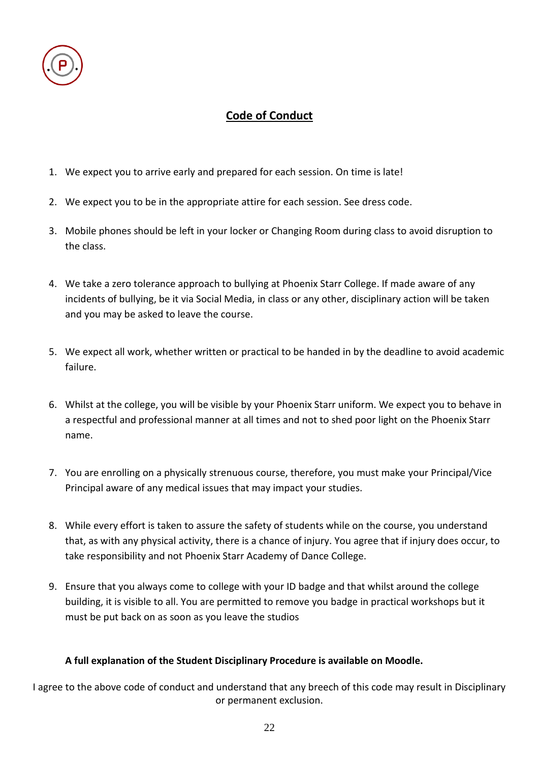# Code of Conduct

1. We expect you to arrive early and prepared for each session. On time is late!
2. We expect you to be in the appropriate attire for each session. See dress code.
3. Mobile phones should be left in your locker or Changing Room during class to avoid disruption to the class.
4. We take a zero tolerance approach to bullying at Phoenix Starr College. If made aware of any incidents of bullying, be it via Social Media, in class or any other, disciplinary action will be taken and you may be asked to leave the course.
5. We expect all work, whether written or practical to be handed in by the deadline to avoid academic failure.
6. Whilst at the college, you will be visible by your Phoenix Starr uniform. We expect you to behave in a respectful and professional manner at all times and not to shed poor light on the Phoenix Starr name.
7. You are enrolling on a physically strenuous course, therefore, you must make your Principal/Vice Principal aware of any medical issues that may impact your studies.
8. While every effort is taken to assure the safety of students while on the course, you understand that, as with any physical activity, there is a chance of injury. You agree that if injury does occur, to take responsibility and not Phoenix Starr Academy of Dance College.
9. Ensure that you always come to college with your ID badge and that whilst around the college building, it is visible to all. You are permitted to remove you badge in practical workshops but it must be put back on as soon as you leave the studios

**A full explanation of the Student Disciplinary Procedure is available on Moodle.**

I agree to the above code of conduct and understand that any breech of this code may result in Disciplinary or permanent exclusion.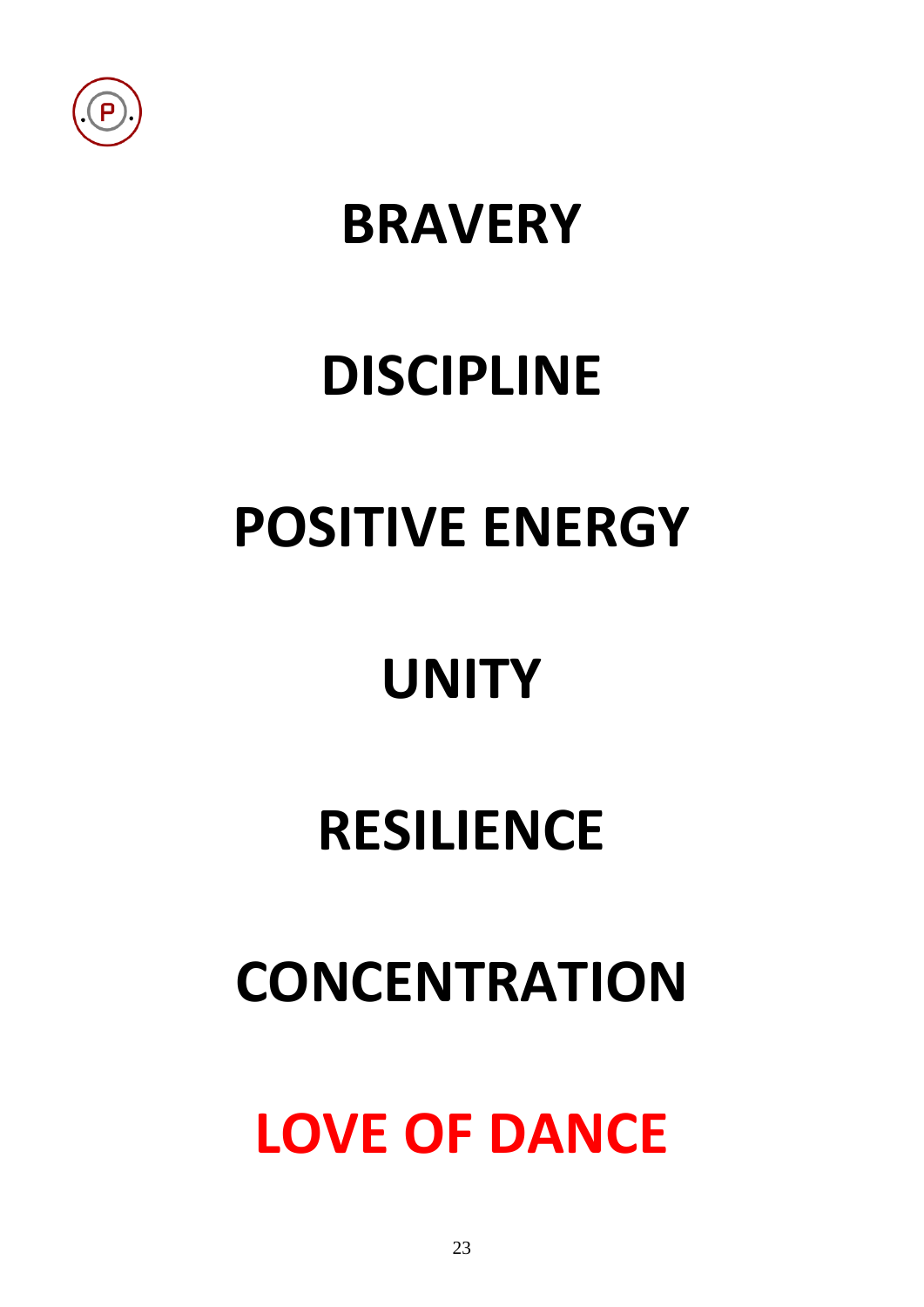**BRAVERY**

**DISCIPLINE**

**POSITIVE ENERGY**

**UNITY**

**RESILIENCE**

**CONCENTRATION**

**LOVE OF DANCE**